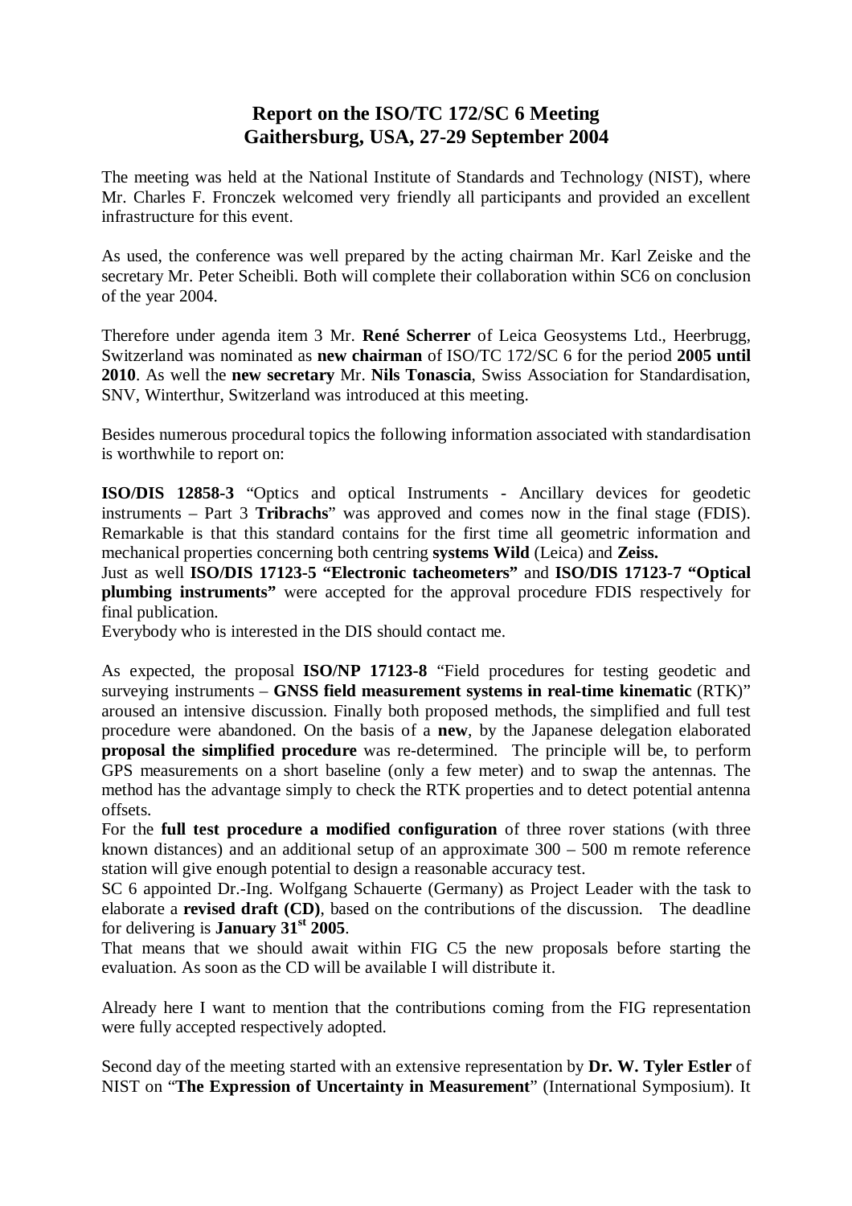# Report on the ISO/TC 172/SC 6 Meeting
# Gaithersburg, USA, 27-29 September 2004

The meeting was held at the National Institute of Standards and Technology (NIST), where Mr. Charles F. Fronczek welcomed very friendly all participants and provided an excellent infrastructure for this event.

As used, the conference was well prepared by the acting chairman Mr. Karl Zeiske and the secretary Mr. Peter Scheibli. Both will complete their collaboration within SC6 on conclusion of the year 2004.

Therefore under agenda item 3 Mr. **René Scherrer** of Leica Geosystems Ltd., Heerbrugg, Switzerland was nominated as **new chairman** of ISO/TC 172/SC 6 for the period **2005 until 2010**. As well the **new secretary** Mr. **Nils Tonascia**, Swiss Association for Standardisation, SNV, Winterthur, Switzerland was introduced at this meeting.

Besides numerous procedural topics the following information associated with standardisation is worthwhile to report on:

**ISO/DIS 12858-3** "Optics and optical Instruments - Ancillary devices for geodetic instruments – Part 3 **Tribrachs**" was approved and comes now in the final stage (FDIS). Remarkable is that this standard contains for the first time all geometric information and mechanical properties concerning both centring **systems Wild** (Leica) and **Zeiss.**
Just as well **ISO/DIS 17123-5 "Electronic tacheometers"** and **ISO/DIS 17123-7 "Optical plumbing instruments"** were accepted for the approval procedure FDIS respectively for final publication.
Everybody who is interested in the DIS should contact me.

As expected, the proposal **ISO/NP 17123-8** "Field procedures for testing geodetic and surveying instruments – **GNSS field measurement systems in real-time kinematic** (RTK)" aroused an intensive discussion. Finally both proposed methods, the simplified and full test procedure were abandoned. On the basis of a **new**, by the Japanese delegation elaborated **proposal the simplified procedure** was re-determined. The principle will be, to perform GPS measurements on a short baseline (only a few meter) and to swap the antennas. The method has the advantage simply to check the RTK properties and to detect potential antenna offsets.
For the **full test procedure a modified configuration** of three rover stations (with three known distances) and an additional setup of an approximate 300 – 500 m remote reference station will give enough potential to design a reasonable accuracy test.
SC 6 appointed Dr.-Ing. Wolfgang Schauerte (Germany) as Project Leader with the task to elaborate a **revised draft (CD)**, based on the contributions of the discussion. The deadline for delivering is **January 31st 2005**.
That means that we should await within FIG C5 the new proposals before starting the evaluation. As soon as the CD will be available I will distribute it.

Already here I want to mention that the contributions coming from the FIG representation were fully accepted respectively adopted.

Second day of the meeting started with an extensive representation by **Dr. W. Tyler Estler** of NIST on "**The Expression of Uncertainty in Measurement**" (International Symposium). It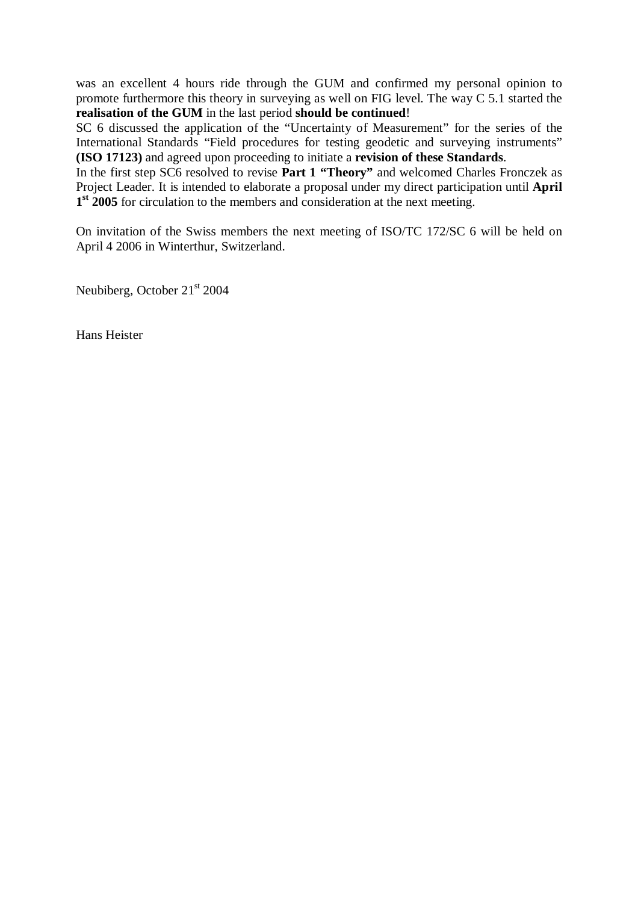was an excellent 4 hours ride through the GUM and confirmed my personal opinion to promote furthermore this theory in surveying as well on FIG level. The way C 5.1 started the **realisation of the GUM** in the last period **should be continued**!

SC 6 discussed the application of the "Uncertainty of Measurement" for the series of the International Standards "Field procedures for testing geodetic and surveying instruments" **(ISO 17123)** and agreed upon proceeding to initiate a **revision of these Standards**.

In the first step SC6 resolved to revise **Part 1 "Theory"** and welcomed Charles Fronczek as Project Leader. It is intended to elaborate a proposal under my direct participation until **April 1st 2005** for circulation to the members and consideration at the next meeting.

On invitation of the Swiss members the next meeting of ISO/TC 172/SC 6 will be held on April 4 2006 in Winterthur, Switzerland.

Neubiberg, October 21st 2004

Hans Heister